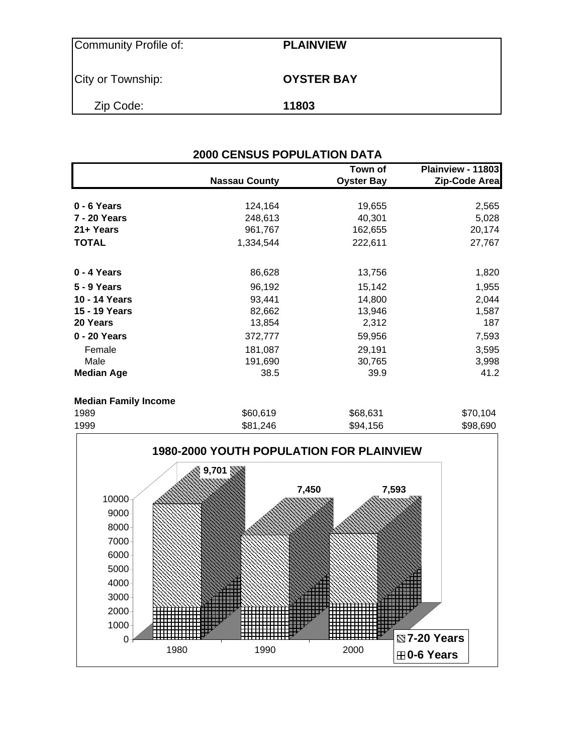| Community Profile of: | **PLAINVIEW** |
|---|---|
| City or Township: | **OYSTER BAY** |
| Zip Code: | **11803** |

## 2000 CENSUS POPULATION DATA

| | Nassau County | Town of Oyster Bay | Plainview - 11803 Zip-Code Area |
|---|---|---|---|
| **0 - 6 Years** | 124,164 | 19,655 | 2,565 |
| **7 - 20 Years** | 248,613 | 40,301 | 5,028 |
| **21+ Years** | 961,767 | 162,655 | 20,174 |
| **TOTAL** | 1,334,544 | 222,611 | 27,767 |
| | | | |
| **0 - 4 Years** | 86,628 | 13,756 | 1,820 |
| **5 - 9 Years** | 96,192 | 15,142 | 1,955 |
| **10 - 14 Years** | 93,441 | 14,800 | 2,044 |
| **15 - 19 Years** | 82,662 | 13,946 | 1,587 |
| **20 Years** | 13,854 | 2,312 | 187 |
| **0 - 20 Years** | 372,777 | 59,956 | 7,593 |
| Female | 181,087 | 29,191 | 3,595 |
| Male | 191,690 | 30,765 | 3,998 |
| **Median Age** | 38.5 | 39.9 | 41.2 |
| | | | |
| **Median Family Income** | | | |
| 1989 | $60,619 | $68,631 | $70,104 |
| 1999 | $81,246 | $94,156 | $98,690 |

**1980-2000 YOUTH POPULATION FOR PLAINVIEW**

| Year | Total (0-20 Years) |
|---|---|
| 1980 | 9,701 |
| 1990 | 7,450 |
| 2000 | 7,593 |

Legend: 7-20 Years; 0-6 Years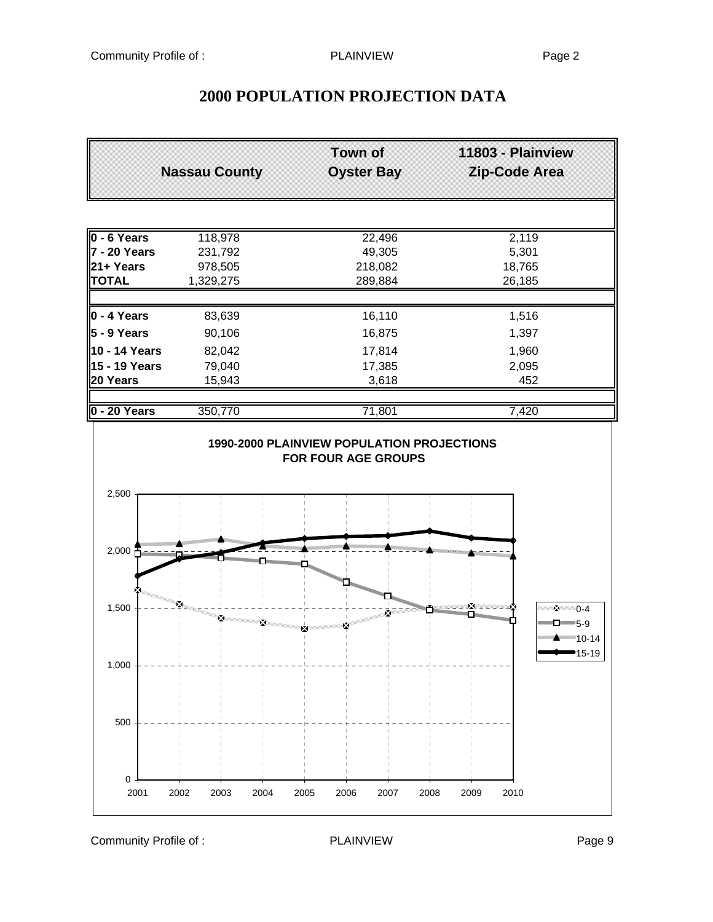# 2000 POPULATION PROJECTION DATA

| | Nassau County | Town of Oyster Bay | 11803 - Plainview Zip-Code Area |
|---|---|---|---|
| **0 - 6 Years** | 118,978 | 22,496 | 2,119 |
| **7 - 20 Years** | 231,792 | 49,305 | 5,301 |
| **21+ Years** | 978,505 | 218,082 | 18,765 |
| **TOTAL** | 1,329,275 | 289,884 | 26,185 |
| | | | |
| **0 - 4 Years** | 83,639 | 16,110 | 1,516 |
| **5 - 9 Years** | 90,106 | 16,875 | 1,397 |
| **10 - 14 Years** | 82,042 | 17,814 | 1,960 |
| **15 - 19 Years** | 79,040 | 17,385 | 2,095 |
| **20 Years** | 15,943 | 3,618 | 452 |
| | | | |
| **0 - 20 Years** | 350,770 | 71,801 | 7,420 |

**1990-2000 PLAINVIEW POPULATION PROJECTIONS FOR FOUR AGE GROUPS**

Chart: y-axis 0–2,500; x-axis 2001–2010; series 0-4, 5-9, 10-14, 15-19.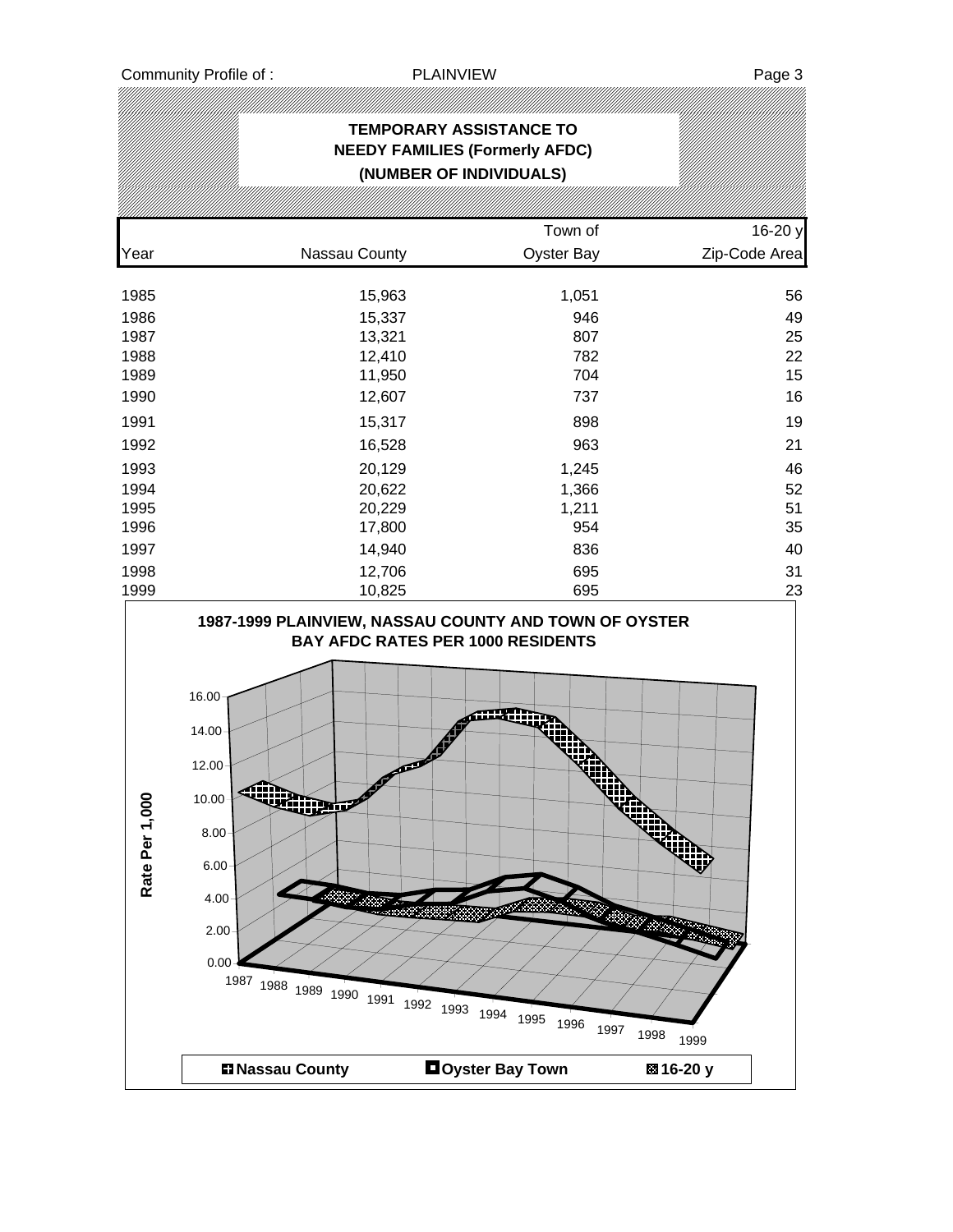## TEMPORARY ASSISTANCE TO NEEDY FAMILIES (Formerly AFDC)
### (NUMBER OF INDIVIDUALS)

| Year | Nassau County | Town of Oyster Bay | 16-20 y Zip-Code Area |
|---|---|---|---|
| 1985 | 15,963 | 1,051 | 56 |
| 1986 | 15,337 | 946 | 49 |
| 1987 | 13,321 | 807 | 25 |
| 1988 | 12,410 | 782 | 22 |
| 1989 | 11,950 | 704 | 15 |
| 1990 | 12,607 | 737 | 16 |
| 1991 | 15,317 | 898 | 19 |
| 1992 | 16,528 | 963 | 21 |
| 1993 | 20,129 | 1,245 | 46 |
| 1994 | 20,622 | 1,366 | 52 |
| 1995 | 20,229 | 1,211 | 51 |
| 1996 | 17,800 | 954 | 35 |
| 1997 | 14,940 | 836 | 40 |
| 1998 | 12,706 | 695 | 31 |
| 1999 | 10,825 | 695 | 23 |

**1987-1999 PLAINVIEW, NASSAU COUNTY AND TOWN OF OYSTER BAY AFDC RATES PER 1000 RESIDENTS**

Rate Per 1,000: 0.00, 2.00, 4.00, 6.00, 8.00, 10.00, 12.00, 14.00, 16.00

Years: 1987, 1988, 1989, 1990, 1991, 1992, 1993, 1994, 1995, 1996, 1997, 1998, 1999

Legend: Nassau County, Oyster Bay Town, 16-20 y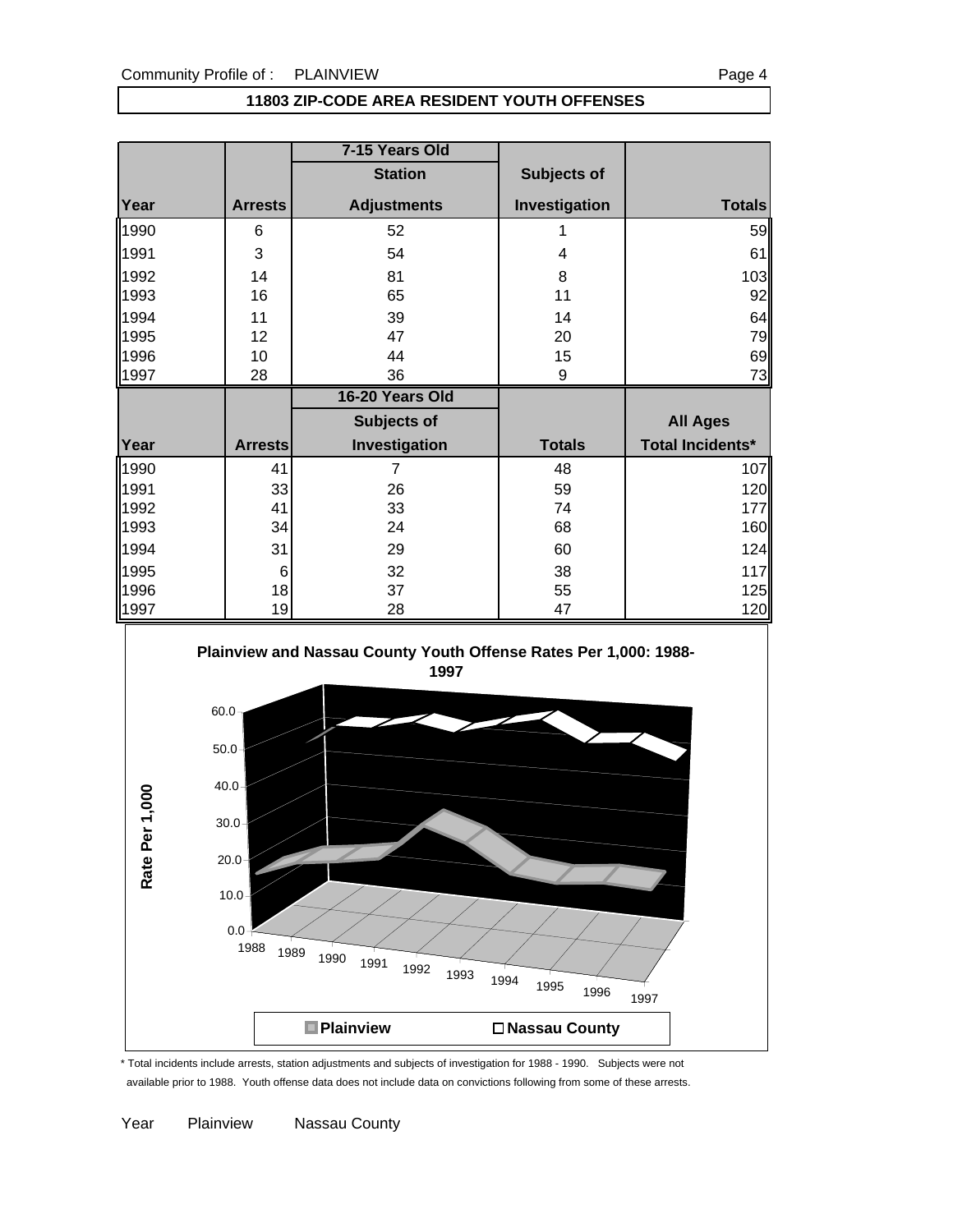## 11803 ZIP-CODE AREA RESIDENT YOUTH OFFENSES

| | | 7-15 Years Old | | |
|---|---|---|---|---|
| | | Station | Subjects of | |
| Year | Arrests | Adjustments | Investigation | Totals |
| 1990 | 6 | 52 | 1 | 59 |
| 1991 | 3 | 54 | 4 | 61 |
| 1992 | 14 | 81 | 8 | 103 |
| 1993 | 16 | 65 | 11 | 92 |
| 1994 | 11 | 39 | 14 | 64 |
| 1995 | 12 | 47 | 20 | 79 |
| 1996 | 10 | 44 | 15 | 69 |
| 1997 | 28 | 36 | 9 | 73 |

| | | 16-20 Years Old | | |
|---|---|---|---|---|
| | | Subjects of | | All Ages |
| Year | Arrests | Investigation | Totals | Total Incidents* |
| 1990 | 41 | 7 | 48 | 107 |
| 1991 | 33 | 26 | 59 | 120 |
| 1992 | 41 | 33 | 74 | 177 |
| 1993 | 34 | 24 | 68 | 160 |
| 1994 | 31 | 29 | 60 | 124 |
| 1995 | 6 | 32 | 38 | 117 |
| 1996 | 18 | 37 | 55 | 125 |
| 1997 | 19 | 28 | 47 | 120 |

**Plainview and Nassau County Youth Offense Rates Per 1,000: 1988-1997**

Rate Per 1,000 (0.0–60.0), years 1988–1997; legend: Plainview, Nassau County

\* Total incidents include arrests, station adjustments and subjects of investigation for 1988 - 1990. Subjects were not available prior to 1988. Youth offense data does not include data on convictions following from some of these arrests.

Year Plainview Nassau County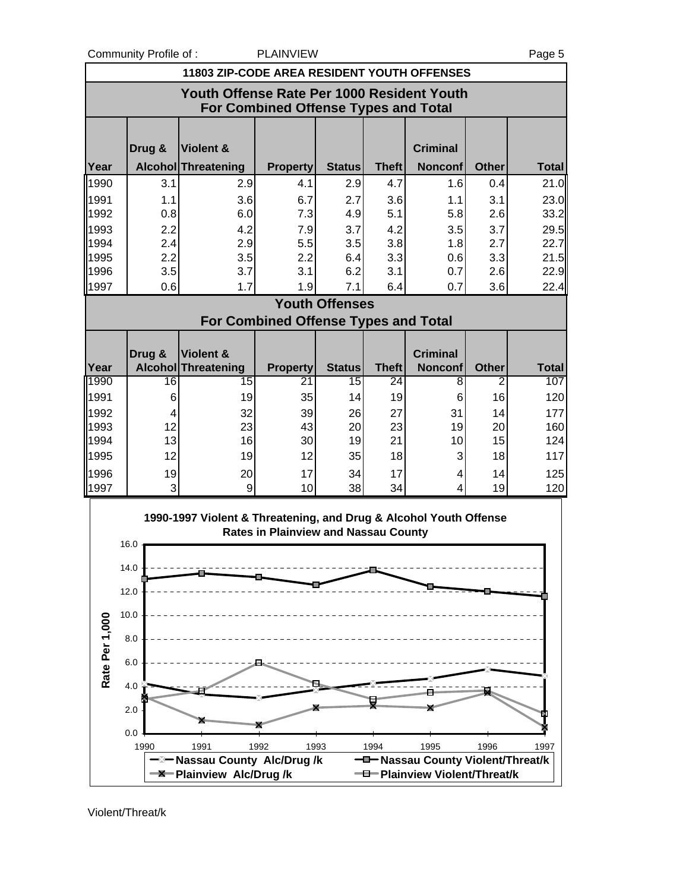Community Profile of : PLAINVIEW

## 11803 ZIP-CODE AREA RESIDENT YOUTH OFFENSES

### Youth Offense Rate Per 1000 Resident Youth For Combined Offense Types and Total

| Year | Drug & Alcohol | Violent & Threatening | Property | Status | Theft | Criminal Nonconf | Other | Total |
|---|---|---|---|---|---|---|---|---|
| 1990 | 3.1 | 2.9 | 4.1 | 2.9 | 4.7 | 1.6 | 0.4 | 21.0 |
| 1991 | 1.1 | 3.6 | 6.7 | 2.7 | 3.6 | 1.1 | 3.1 | 23.0 |
| 1992 | 0.8 | 6.0 | 7.3 | 4.9 | 5.1 | 5.8 | 2.6 | 33.2 |
| 1993 | 2.2 | 4.2 | 7.9 | 3.7 | 4.2 | 3.5 | 3.7 | 29.5 |
| 1994 | 2.4 | 2.9 | 5.5 | 3.5 | 3.8 | 1.8 | 2.7 | 22.7 |
| 1995 | 2.2 | 3.5 | 2.2 | 6.4 | 3.3 | 0.6 | 3.3 | 21.5 |
| 1996 | 3.5 | 3.7 | 3.1 | 6.2 | 3.1 | 0.7 | 2.6 | 22.9 |
| 1997 | 0.6 | 1.7 | 1.9 | 7.1 | 6.4 | 0.7 | 3.6 | 22.4 |

### Youth Offenses For Combined Offense Types and Total

| Year | Drug & Alcohol | Violent & Threatening | Property | Status | Theft | Criminal Nonconf | Other | Total |
|---|---|---|---|---|---|---|---|---|
| 1990 | 16 | 15 | 21 | 15 | 24 | 8 | 2 | 107 |
| 1991 | 6 | 19 | 35 | 14 | 19 | 6 | 16 | 120 |
| 1992 | 4 | 32 | 39 | 26 | 27 | 31 | 14 | 177 |
| 1993 | 12 | 23 | 43 | 20 | 23 | 19 | 20 | 160 |
| 1994 | 13 | 16 | 30 | 19 | 21 | 10 | 15 | 124 |
| 1995 | 12 | 19 | 12 | 35 | 18 | 3 | 18 | 117 |
| 1996 | 19 | 20 | 17 | 34 | 17 | 4 | 14 | 125 |
| 1997 | 3 | 9 | 10 | 38 | 34 | 4 | 19 | 120 |

**1990-1997 Violent & Threatening, and Drug & Alcohol Youth Offense Rates in Plainview and Nassau County**

Legend: Nassau County Alc/Drug /k; Nassau County Violent/Threat/k; Plainview Alc/Drug /k; Plainview Violent/Threat/k

Violent/Threat/k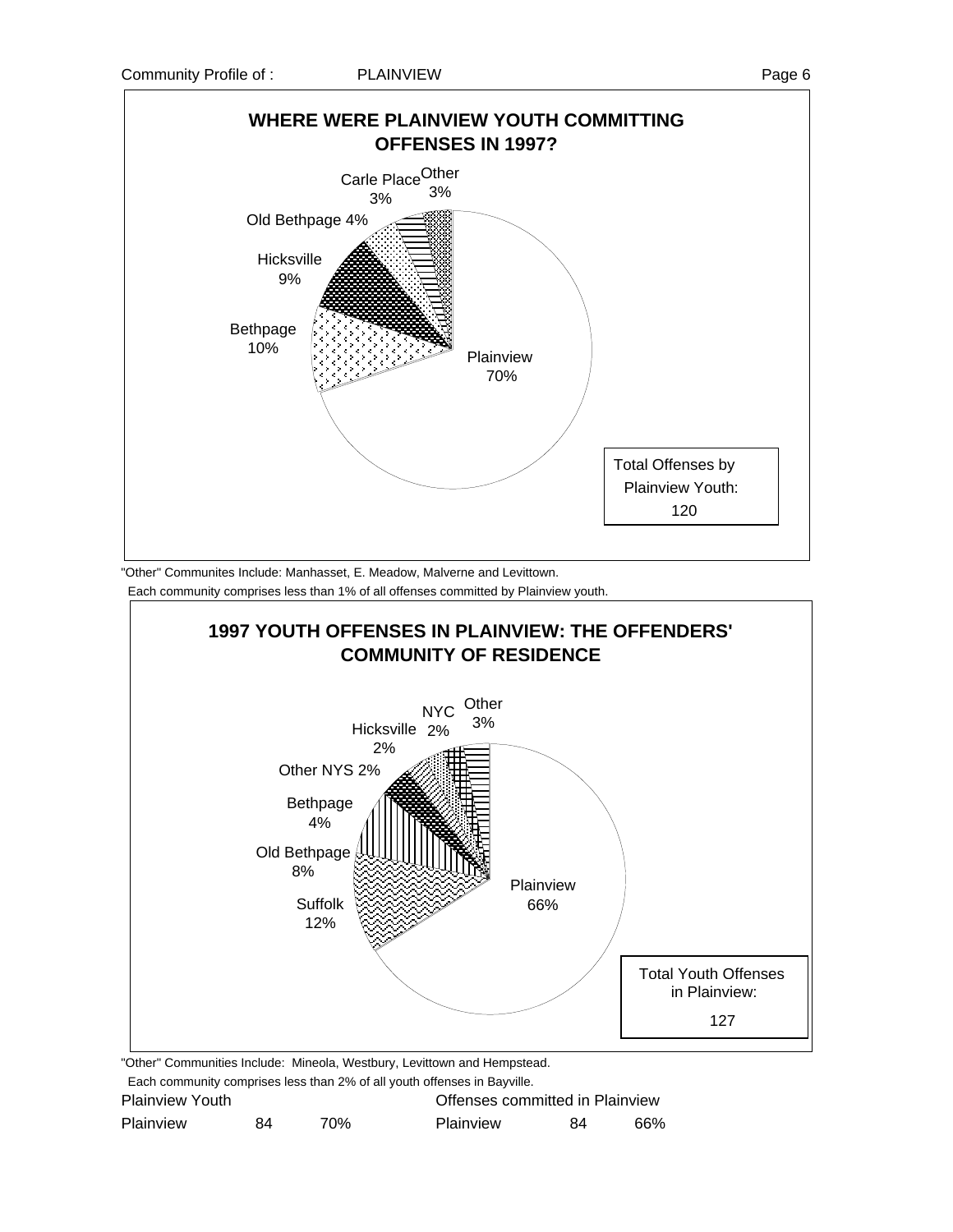## WHERE WERE PLAINVIEW YOUTH COMMITTING OFFENSES IN 1997?

| Community | Percent |
|---|---|
| Plainview | 70% |
| Bethpage | 10% |
| Hicksville | 9% |
| Old Bethpage | 4% |
| Carle Place | 3% |
| Other | 3% |

Total Offenses by Plainview Youth: 120

"Other" Communites Include: Manhasset, E. Meadow, Malverne and Levittown.
Each community comprises less than 1% of all offenses committed by Plainview youth.

## 1997 YOUTH OFFENSES IN PLAINVIEW: THE OFFENDERS' COMMUNITY OF RESIDENCE

| Community | Percent |
|---|---|
| Plainview | 66% |
| Suffolk | 12% |
| Old Bethpage | 8% |
| Bethpage | 4% |
| Other NYS | 2% |
| Hicksville | 2% |
| NYC | 2% |
| Other | 3% |

Total Youth Offenses in Plainview: 127

"Other" Communities Include: Mineola, Westbury, Levittown and Hempstead.
Each community comprises less than 2% of all youth offenses in Bayville.

| Plainview Youth | | | Offenses committed in Plainview | | |
|---|---|---|---|---|---|
| Plainview | 84 | 70% | Plainview | 84 | 66% |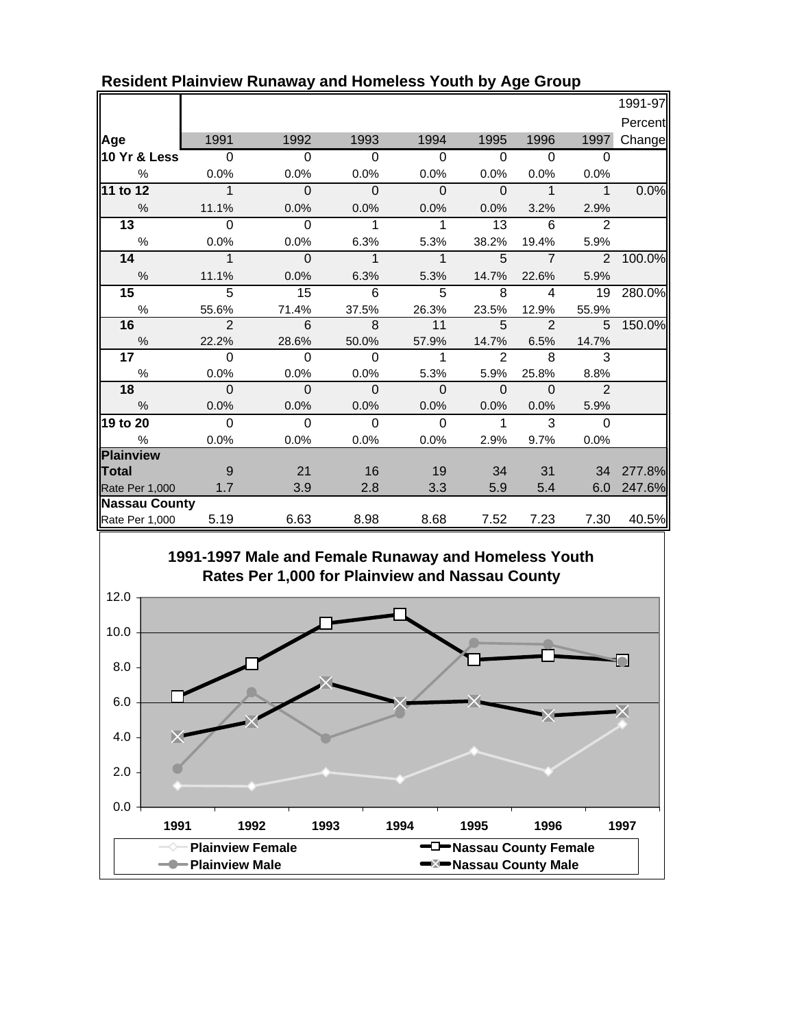## Resident Plainview Runaway and Homeless Youth by Age Group

| Age | 1991 | 1992 | 1993 | 1994 | 1995 | 1996 | 1997 | 1991-97 Percent Change |
|---|---|---|---|---|---|---|---|---|
| **10 Yr & Less** | 0 | 0 | 0 | 0 | 0 | 0 | 0 | |
| % | 0.0% | 0.0% | 0.0% | 0.0% | 0.0% | 0.0% | 0.0% | |
| **11 to 12** | 1 | 0 | 0 | 0 | 0 | 1 | 1 | 0.0% |
| % | 11.1% | 0.0% | 0.0% | 0.0% | 0.0% | 3.2% | 2.9% | |
| **13** | 0 | 0 | 1 | 1 | 13 | 6 | 2 | |
| % | 0.0% | 0.0% | 6.3% | 5.3% | 38.2% | 19.4% | 5.9% | |
| **14** | 1 | 0 | 1 | 1 | 5 | 7 | 2 | 100.0% |
| % | 11.1% | 0.0% | 6.3% | 5.3% | 14.7% | 22.6% | 5.9% | |
| **15** | 5 | 15 | 6 | 5 | 8 | 4 | 19 | 280.0% |
| % | 55.6% | 71.4% | 37.5% | 26.3% | 23.5% | 12.9% | 55.9% | |
| **16** | 2 | 6 | 8 | 11 | 5 | 2 | 5 | 150.0% |
| % | 22.2% | 28.6% | 50.0% | 57.9% | 14.7% | 6.5% | 14.7% | |
| **17** | 0 | 0 | 0 | 1 | 2 | 8 | 3 | |
| % | 0.0% | 0.0% | 0.0% | 5.3% | 5.9% | 25.8% | 8.8% | |
| **18** | 0 | 0 | 0 | 0 | 0 | 0 | 2 | |
| % | 0.0% | 0.0% | 0.0% | 0.0% | 0.0% | 0.0% | 5.9% | |
| **19 to 20** | 0 | 0 | 0 | 0 | 1 | 3 | 0 | |
| % | 0.0% | 0.0% | 0.0% | 0.0% | 2.9% | 9.7% | 0.0% | |
| **Plainview** | | | | | | | | |
| **Total** | 9 | 21 | 16 | 19 | 34 | 31 | 34 | 277.8% |
| Rate Per 1,000 | 1.7 | 3.9 | 2.8 | 3.3 | 5.9 | 5.4 | 6.0 | 247.6% |
| **Nassau County** | | | | | | | | |
| Rate Per 1,000 | 5.19 | 6.63 | 8.98 | 8.68 | 7.52 | 7.23 | 7.30 | 40.5% |

**1991-1997 Male and Female Runaway and Homeless Youth Rates Per 1,000 for Plainview and Nassau County**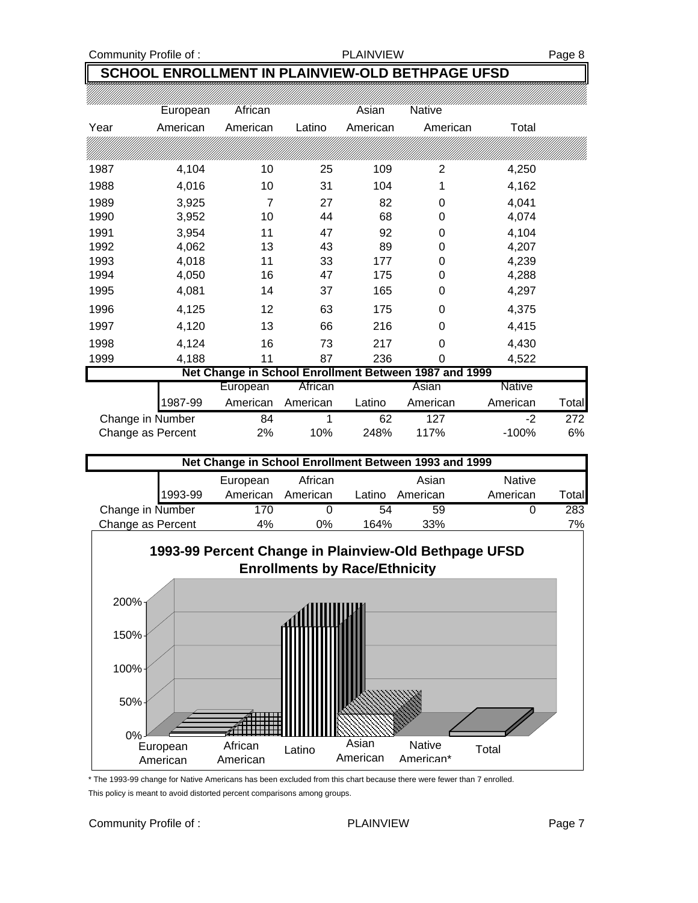## SCHOOL ENROLLMENT IN PLAINVIEW-OLD BETHPAGE UFSD

| Year | European American | African American | Latino | Asian American | Native American | Total |
|---|---|---|---|---|---|---|
| 1987 | 4,104 | 10 | 25 | 109 | 2 | 4,250 |
| 1988 | 4,016 | 10 | 31 | 104 | 1 | 4,162 |
| 1989 | 3,925 | 7 | 27 | 82 | 0 | 4,041 |
| 1990 | 3,952 | 10 | 44 | 68 | 0 | 4,074 |
| 1991 | 3,954 | 11 | 47 | 92 | 0 | 4,104 |
| 1992 | 4,062 | 13 | 43 | 89 | 0 | 4,207 |
| 1993 | 4,018 | 11 | 33 | 177 | 0 | 4,239 |
| 1994 | 4,050 | 16 | 47 | 175 | 0 | 4,288 |
| 1995 | 4,081 | 14 | 37 | 165 | 0 | 4,297 |
| 1996 | 4,125 | 12 | 63 | 175 | 0 | 4,375 |
| 1997 | 4,120 | 13 | 66 | 216 | 0 | 4,415 |
| 1998 | 4,124 | 16 | 73 | 217 | 0 | 4,430 |
| 1999 | 4,188 | 11 | 87 | 236 | 0 | 4,522 |

**Net Change in School Enrollment Between 1987 and 1999**

| 1987-99 | European American | African American | Latino | Asian American | Native American | Total |
|---|---|---|---|---|---|---|
| Change in Number | 84 | 1 | 62 | 127 | -2 | 272 |
| Change as Percent | 2% | 10% | 248% | 117% | -100% | 6% |

**Net Change in School Enrollment Between 1993 and 1999**

| 1993-99 | European American | African American | Latino | Asian American | Native American | Total |
|---|---|---|---|---|---|---|
| Change in Number | 170 | 0 | 54 | 59 | 0 | 283 |
| Change as Percent | 4% | 0% | 164% | 33% | | 7% |

**1993-99 Percent Change in Plainview-Old Bethpage UFSD Enrollments by Race/Ethnicity**

\* The 1993-99 change for Native Americans has been excluded from this chart because there were fewer than 7 enrolled. This policy is meant to avoid distorted percent comparisons among groups.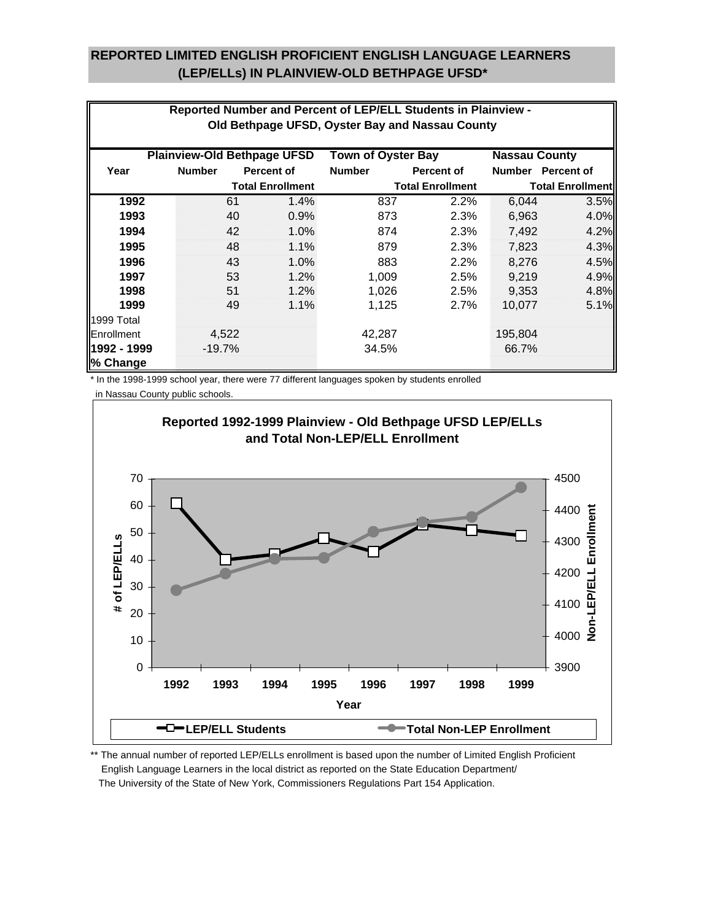## REPORTED LIMITED ENGLISH PROFICIENT ENGLISH LANGUAGE LEARNERS (LEP/ELLs) IN PLAINVIEW-OLD BETHPAGE UFSD*

**Reported Number and Percent of LEP/ELL Students in Plainview - Old Bethpage UFSD, Oyster Bay and Nassau County**

| Year | Plainview-Old Bethpage UFSD | | Town of Oyster Bay | | Nassau County | |
|---|---|---|---|---|---|---|
| | Number | Percent of Total Enrollment | Number | Percent of Total Enrollment | Number | Percent of Total Enrollment |
| 1992 | 61 | 1.4% | 837 | 2.2% | 6,044 | 3.5% |
| 1993 | 40 | 0.9% | 873 | 2.3% | 6,963 | 4.0% |
| 1994 | 42 | 1.0% | 874 | 2.3% | 7,492 | 4.2% |
| 1995 | 48 | 1.1% | 879 | 2.3% | 7,823 | 4.3% |
| 1996 | 43 | 1.0% | 883 | 2.2% | 8,276 | 4.5% |
| 1997 | 53 | 1.2% | 1,009 | 2.5% | 9,219 | 4.9% |
| 1998 | 51 | 1.2% | 1,026 | 2.5% | 9,353 | 4.8% |
| 1999 | 49 | 1.1% | 1,125 | 2.7% | 10,077 | 5.1% |
| 1999 Total Enrollment | 4,522 | | 42,287 | | 195,804 | |
| 1992 - 1999 % Change | -19.7% | | 34.5% | | 66.7% | |

\* In the 1998-1999 school year, there were 77 different languages spoken by students enrolled in Nassau County public schools.

**Reported 1992-1999 Plainview - Old Bethpage UFSD LEP/ELLs and Total Non-LEP/ELL Enrollment**

| Year | LEP/ELL Students | Total Non-LEP Enrollment (approx.) |
|---|---|---|
| 1992 | 61 | 4,147 |
| 1993 | 40 | 4,200 |
| 1994 | 42 | 4,247 |
| 1995 | 48 | 4,250 |
| 1996 | 43 | 4,333 |
| 1997 | 53 | 4,361 |
| 1998 | 51 | 4,378 |
| 1999 | 49 | 4,473 |

Non-LEP enrollment values are approximate readings from the chart (1999 derived from table: 4,522 − 49).

\*\* The annual number of reported LEP/ELLs enrollment is based upon the number of Limited English Proficient English Language Learners in the local district as reported on the State Education Department/ The University of the State of New York, Commissioners Regulations Part 154 Application.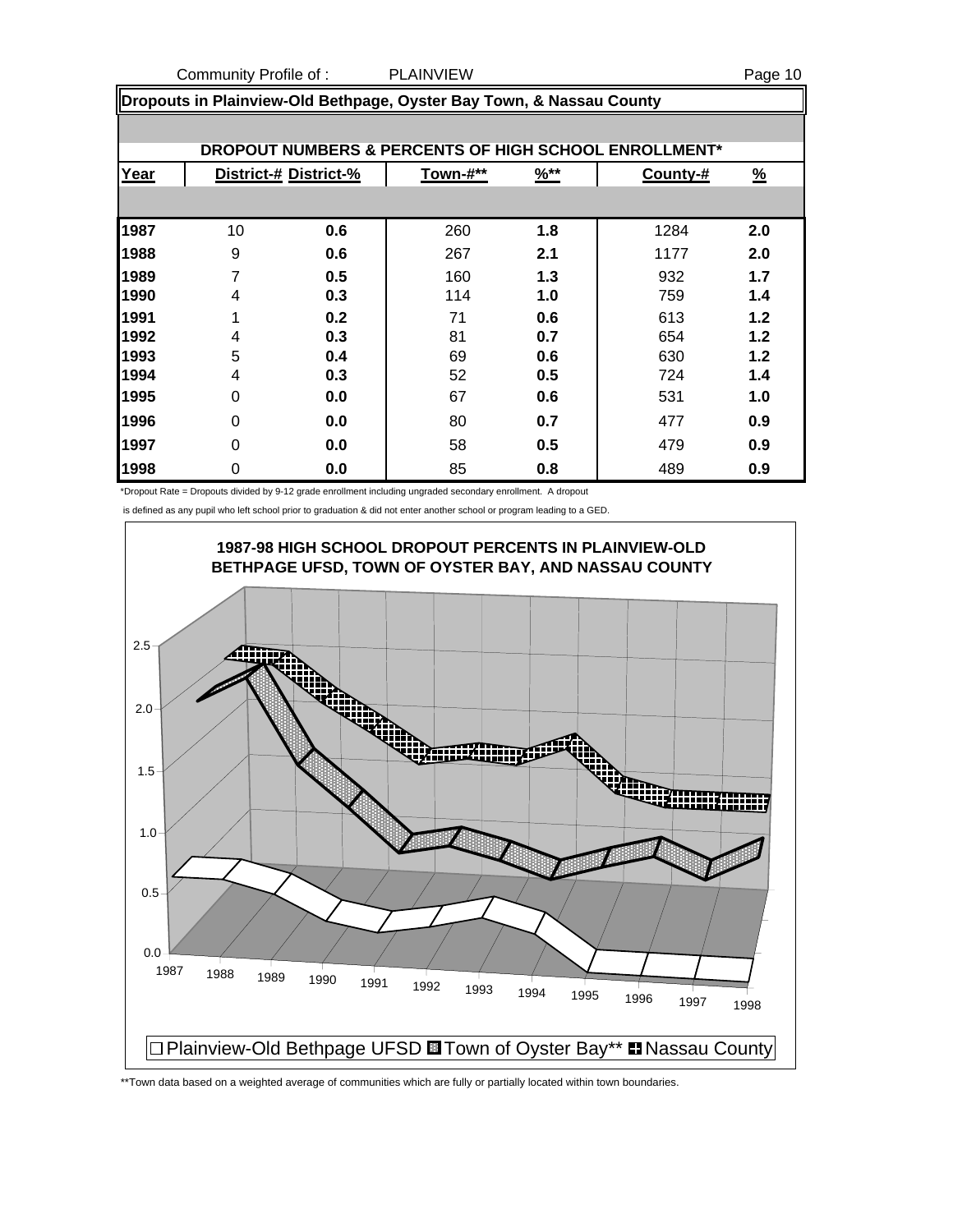## Dropouts in Plainview-Old Bethpage, Oyster Bay Town, & Nassau County

**DROPOUT NUMBERS & PERCENTS OF HIGH SCHOOL ENROLLMENT***

| Year | District-# | District-% | Town-#** | %** | County-# | % |
|---|---|---|---|---|---|---|
| **1987** | 10 | **0.6** | 260 | **1.8** | 1284 | **2.0** |
| **1988** | 9 | **0.6** | 267 | **2.1** | 1177 | **2.0** |
| **1989** | 7 | **0.5** | 160 | **1.3** | 932 | **1.7** |
| **1990** | 4 | **0.3** | 114 | **1.0** | 759 | **1.4** |
| **1991** | 1 | **0.2** | 71 | **0.6** | 613 | **1.2** |
| **1992** | 4 | **0.3** | 81 | **0.7** | 654 | **1.2** |
| **1993** | 5 | **0.4** | 69 | **0.6** | 630 | **1.2** |
| **1994** | 4 | **0.3** | 52 | **0.5** | 724 | **1.4** |
| **1995** | 0 | **0.0** | 67 | **0.6** | 531 | **1.0** |
| **1996** | 0 | **0.0** | 80 | **0.7** | 477 | **0.9** |
| **1997** | 0 | **0.0** | 58 | **0.5** | 479 | **0.9** |
| **1998** | 0 | **0.0** | 85 | **0.8** | 489 | **0.9** |

*Dropout Rate = Dropouts divided by 9-12 grade enrollment including ungraded secondary enrollment. A dropout is defined as any pupil who left school prior to graduation & did not enter another school or program leading to a GED.

**1987-98 HIGH SCHOOL DROPOUT PERCENTS IN PLAINVIEW-OLD BETHPAGE UFSD, TOWN OF OYSTER BAY, AND NASSAU COUNTY**

Plainview-Old Bethpage UFSD | Town of Oyster Bay** | Nassau County

**Town data based on a weighted average of communities which are fully or partially located within town boundaries.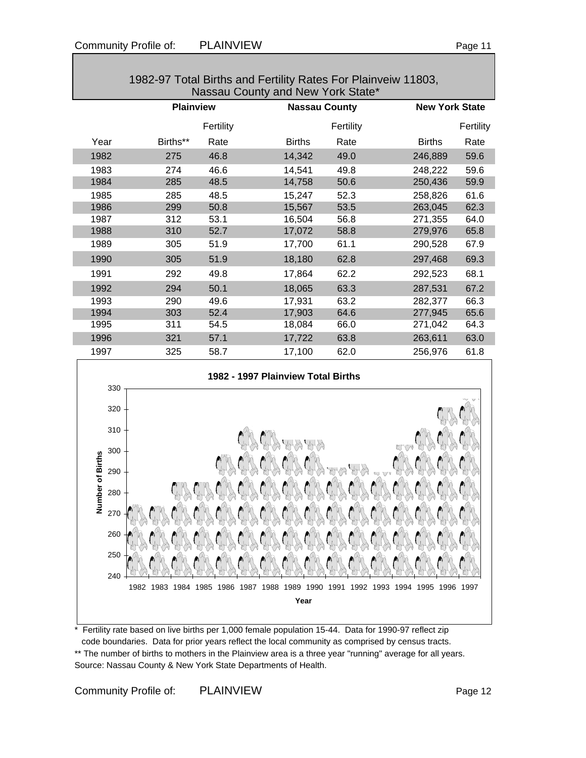## 1982-97 Total Births and Fertility Rates For Plainveiw 11803, Nassau County and New York State*

| | Plainview | | Nassau County | | New York State | |
|---|---|---|---|---|---|---|
| Year | Births** | Fertility Rate | Births | Fertility Rate | Births | Fertility Rate |
| 1982 | 275 | 46.8 | 14,342 | 49.0 | 246,889 | 59.6 |
| 1983 | 274 | 46.6 | 14,541 | 49.8 | 248,222 | 59.6 |
| 1984 | 285 | 48.5 | 14,758 | 50.6 | 250,436 | 59.9 |
| 1985 | 285 | 48.5 | 15,247 | 52.3 | 258,826 | 61.6 |
| 1986 | 299 | 50.8 | 15,567 | 53.5 | 263,045 | 62.3 |
| 1987 | 312 | 53.1 | 16,504 | 56.8 | 271,355 | 64.0 |
| 1988 | 310 | 52.7 | 17,072 | 58.8 | 279,976 | 65.8 |
| 1989 | 305 | 51.9 | 17,700 | 61.1 | 290,528 | 67.9 |
| 1990 | 305 | 51.9 | 18,180 | 62.8 | 297,468 | 69.3 |
| 1991 | 292 | 49.8 | 17,864 | 62.2 | 292,523 | 68.1 |
| 1992 | 294 | 50.1 | 18,065 | 63.3 | 287,531 | 67.2 |
| 1993 | 290 | 49.6 | 17,931 | 63.2 | 282,377 | 66.3 |
| 1994 | 303 | 52.4 | 17,903 | 64.6 | 277,945 | 65.6 |
| 1995 | 311 | 54.5 | 18,084 | 66.0 | 271,042 | 64.3 |
| 1996 | 321 | 57.1 | 17,722 | 63.8 | 263,611 | 63.0 |
| 1997 | 325 | 58.7 | 17,100 | 62.0 | 256,976 | 61.8 |

**1982 - 1997 Plainview Total Births**

Number of Births (240–330) by Year (1982–1997)

\* Fertility rate based on live births per 1,000 female population 15-44. Data for 1990-97 reflect zip code boundaries. Data for prior years reflect the local community as comprised by census tracts.

** The number of births to mothers in the Plainview area is a three year "running" average for all years.

Source: Nassau County & New York State Departments of Health.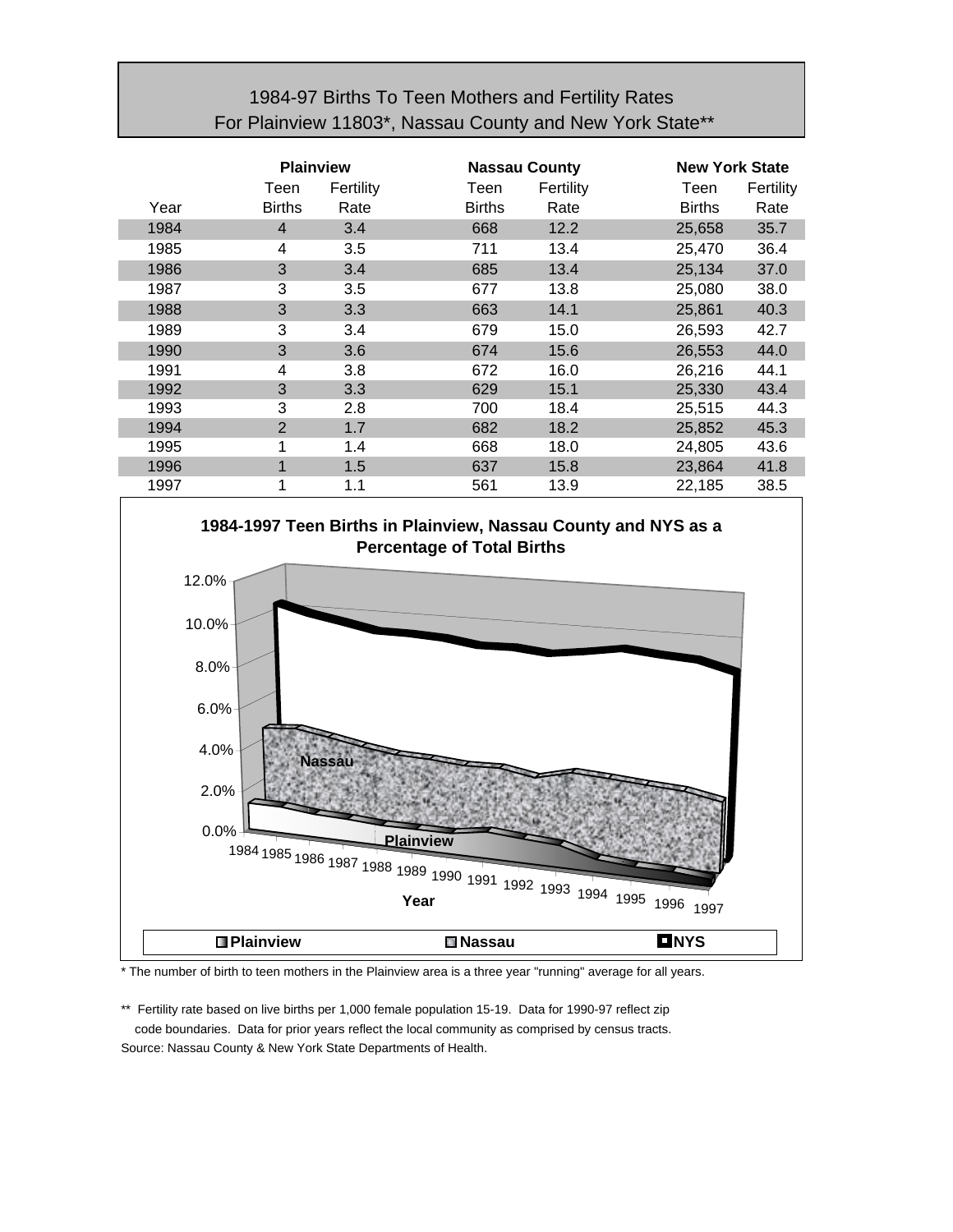# 1984-97 Births To Teen Mothers and Fertility Rates For Plainview 11803*, Nassau County and New York State**

| | Plainview | | Nassau County | | New York State | |
|---|---|---|---|---|---|---|
| Year | Teen Births | Fertility Rate | Teen Births | Fertility Rate | Teen Births | Fertility Rate |
| 1984 | 4 | 3.4 | 668 | 12.2 | 25,658 | 35.7 |
| 1985 | 4 | 3.5 | 711 | 13.4 | 25,470 | 36.4 |
| 1986 | 3 | 3.4 | 685 | 13.4 | 25,134 | 37.0 |
| 1987 | 3 | 3.5 | 677 | 13.8 | 25,080 | 38.0 |
| 1988 | 3 | 3.3 | 663 | 14.1 | 25,861 | 40.3 |
| 1989 | 3 | 3.4 | 679 | 15.0 | 26,593 | 42.7 |
| 1990 | 3 | 3.6 | 674 | 15.6 | 26,553 | 44.0 |
| 1991 | 4 | 3.8 | 672 | 16.0 | 26,216 | 44.1 |
| 1992 | 3 | 3.3 | 629 | 15.1 | 25,330 | 43.4 |
| 1993 | 3 | 2.8 | 700 | 18.4 | 25,515 | 44.3 |
| 1994 | 2 | 1.7 | 682 | 18.2 | 25,852 | 45.3 |
| 1995 | 1 | 1.4 | 668 | 18.0 | 24,805 | 43.6 |
| 1996 | 1 | 1.5 | 637 | 15.8 | 23,864 | 41.8 |
| 1997 | 1 | 1.1 | 561 | 13.9 | 22,185 | 38.5 |

**1984-1997 Teen Births in Plainview, Nassau County and NYS as a Percentage of Total Births**

\* The number of birth to teen mothers in the Plainview area is a three year "running" average for all years.

\*\* Fertility rate based on live births per 1,000 female population 15-19. Data for 1990-97 reflect zip code boundaries. Data for prior years reflect the local community as comprised by census tracts.

Source: Nassau County & New York State Departments of Health.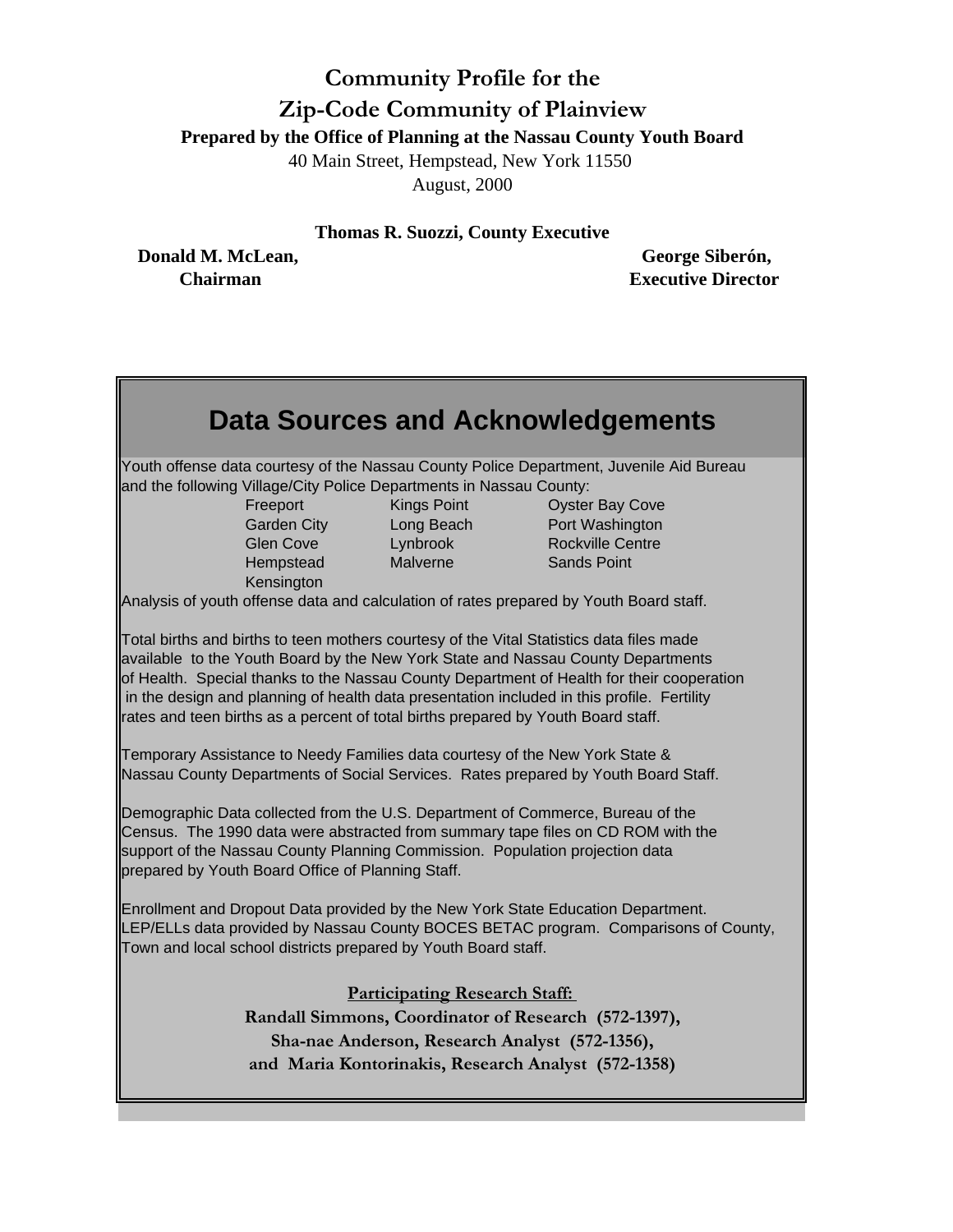# Community Profile for the Zip-Code Community of Plainview

**Prepared by the Office of Planning at the Nassau County Youth Board**

40 Main Street, Hempstead, New York 11550

August, 2000

**Thomas R. Suozzi, County Executive**

**Donald M. McLean, Chairman**

**George Siberón, Executive Director**

## Data Sources and Acknowledgements

Youth offense data courtesy of the Nassau County Police Department, Juvenile Aid Bureau and the following Village/City Police Departments in Nassau County:

| | | |
|---|---|---|
| Freeport | Kings Point | Oyster Bay Cove |
| Garden City | Long Beach | Port Washington |
| Glen Cove | Lynbrook | Rockville Centre |
| Hempstead | Malverne | Sands Point |
| Kensington | | |

Analysis of youth offense data and calculation of rates prepared by Youth Board staff.

Total births and births to teen mothers courtesy of the Vital Statistics data files made available to the Youth Board by the New York State and Nassau County Departments of Health. Special thanks to the Nassau County Department of Health for their cooperation in the design and planning of health data presentation included in this profile. Fertility rates and teen births as a percent of total births prepared by Youth Board staff.

Temporary Assistance to Needy Families data courtesy of the New York State & Nassau County Departments of Social Services. Rates prepared by Youth Board Staff.

Demographic Data collected from the U.S. Department of Commerce, Bureau of the Census. The 1990 data were abstracted from summary tape files on CD ROM with the support of the Nassau County Planning Commission. Population projection data prepared by Youth Board Office of Planning Staff.

Enrollment and Dropout Data provided by the New York State Education Department. LEP/ELLs data provided by Nassau County BOCES BETAC program. Comparisons of County, Town and local school districts prepared by Youth Board staff.

**Participating Research Staff:**

**Randall Simmons, Coordinator of Research (572-1397),**

**Sha-nae Anderson, Research Analyst (572-1356),**

**and Maria Kontorinakis, Research Analyst (572-1358)**